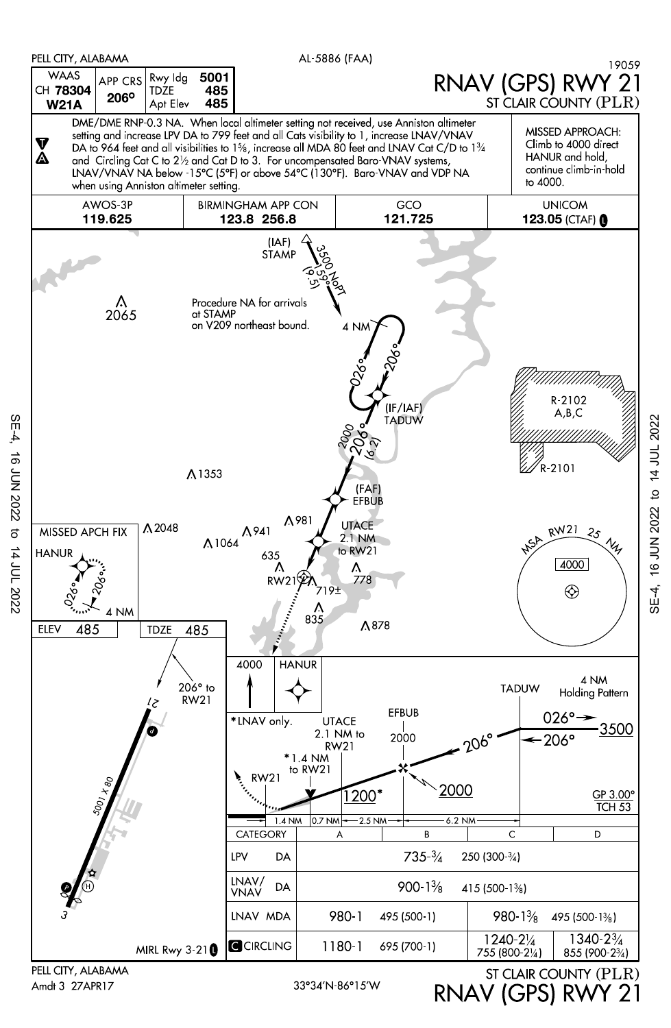# RNAV (GPS) RWY 21

PELL CITY, ALABAMA — AL-5886 (FAA) — 19059

ST CLAIR COUNTY (PLR)

| WAAS CH 78304 W21A | APP CRS 206° | Rwy ldg 5001 | TDZE 485 | Apt Elev 485 |
|---|---|---|---|---|

DME/DME RNP-0.3 NA. When local altimeter setting not received, use Anniston altimeter setting and increase LPV DA to 799 feet and all Cats visibility to 1, increase LNAV/VNAV DA to 964 feet and all visibilities to 1⅝, increase all MDA 80 feet and LNAV Cat C/D to 1¾ and Circling Cat C to 2½ and Cat D to 3. For uncompensated Baro-VNAV systems, LNAV/VNAV NA below -15°C (5°F) or above 54°C (130°F). Baro-VNAV and VDP NA when using Anniston altimeter setting.

MISSED APPROACH: Climb to 4000 direct HANUR and hold, continue climb-in-hold to 4000.

| AWOS-3P | BIRMINGHAM APP CON | GCO | UNICOM |
|---|---|---|---|
| 119.625 | 123.8 256.8 | 121.725 | 123.05 (CTAF) |

(IAF) STAMP — 3500 NoPT 159° (9.5)

Procedure NA for arrivals at STAMP on V209 northeast bound.

4 NM — 026° / 206°

(IF/IAF) TADUW — 2000 206° (6.2)

(FAF) EFBUB

UTACE 2.1 NM to RW21

RW21

R-2102 A,B,C — R-2101

MSA RW21 25 NM — 4000

MISSED APCH FIX HANUR — 026° / 206° — 4 NM

Obstacles: 2065, 1353, 2048, 941, 981, 1064, 635, 719±, 778, 835, 878

ELEV 485 — TDZE 485

206° to RW21

5001 X 80

MIRL Rwy 3-21

4000 — HANUR

*LNAV only.

TADUW 4 NM Holding Pattern — 026° / 206° — 3500

UTACE 2.1 NM to RW21 — EFBUB 2000 — 206° — 2000

*1.4 NM to RW21 — RW21 — 1200*

GP 3.00° TCH 53

1.4 NM — 0.7 NM — 2.5 NM — 6.2 NM

| CATEGORY | A | B | C | D |
|---|---|---|---|---|
| LPV DA | 735-¾ 250 (300-¾) | | | |
| LNAV/VNAV DA | 900-1⅜ 415 (500-1⅜) | | | |
| LNAV MDA | 980-1 495 (500-1) | | 980-1⅜ 495 (500-1⅜) | |
| CIRCLING | 1180-1 695 (700-1) | | 1240-2¼ 755 (800-2¼) | 1340-2¾ 855 (900-2¾) |

PELL CITY, ALABAMA

Amdt 3 27APR17

33°34'N-86°15'W

ST CLAIR COUNTY (PLR)

RNAV (GPS) RWY 21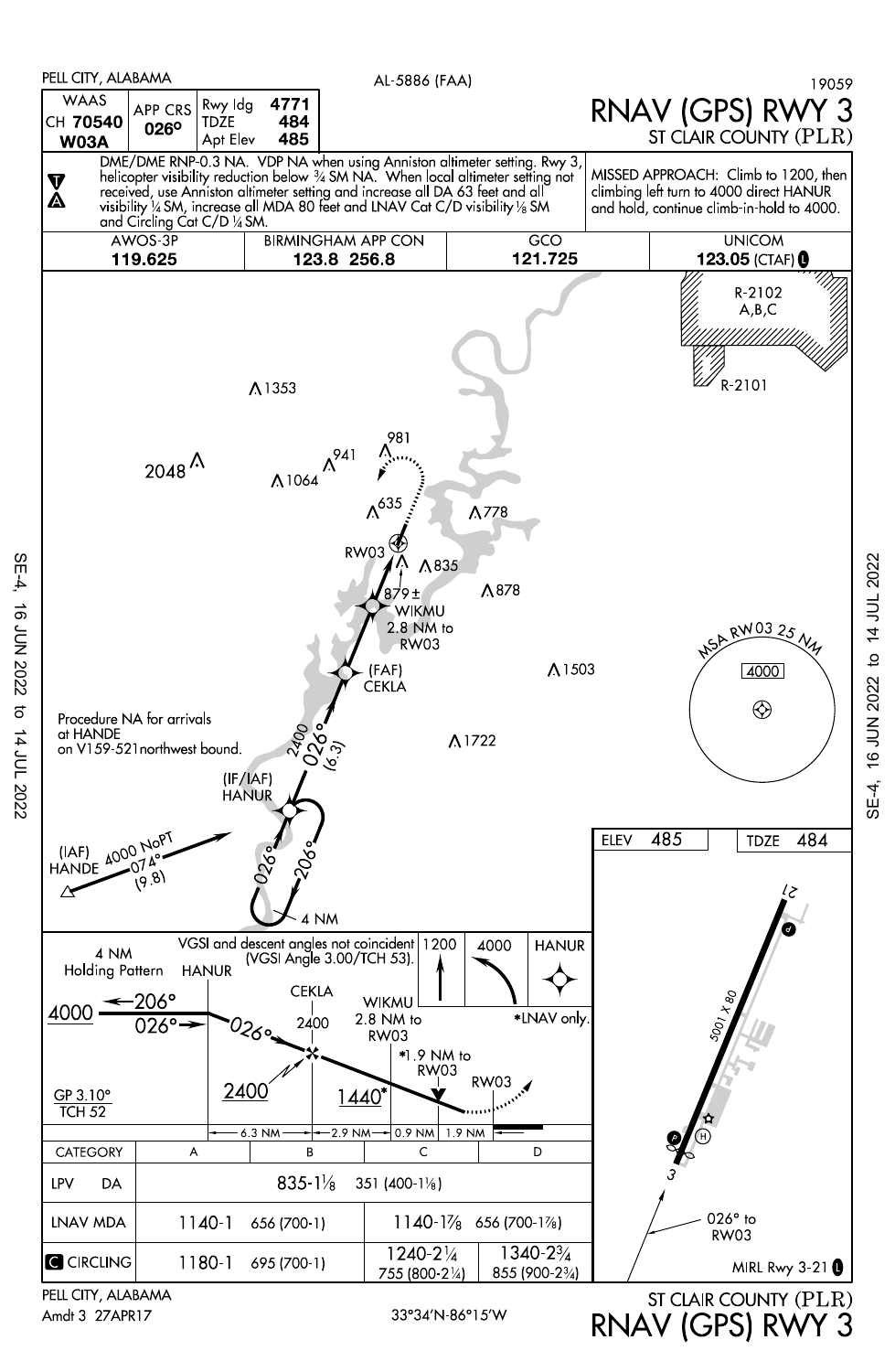PELL CITY, ALABAMA

AL-5886 (FAA)

19059

# RNAV (GPS) RWY 3

## ST CLAIR COUNTY (PLR)

| WAAS CH 70540 W03A | APP CRS 026° | Rwy ldg 4771 TDZE 484 Apt Elev 485 |
|---|---|---|

DME/DME RNP-0.3 NA. VDP NA when using Anniston altimeter setting. Rwy 3, helicopter visibility reduction below ¾ SM NA. When local altimeter setting not received, use Anniston altimeter setting and increase all DA 63 feet and all visibility ¼ SM, increase all MDA 80 feet and LNAV Cat C/D visibility ⅛ SM and Circling Cat C/D ¼ SM.

MISSED APPROACH: Climb to 1200, then climbing left turn to 4000 direct HANUR and hold, continue climb-in-hold to 4000.

| AWOS-3P | BIRMINGHAM APP CON | GCO | UNICOM |
|---|---|---|---|
| 119.625 | 123.8 256.8 | 121.725 | 123.05 (CTAF) |

R-2102 A,B,C

R-2101

1353

2048

941

981

1064

635

778

RW03

835

879±

878

WIKMU 2.8 NM to RW03

(FAF) CEKLA

1503

MSA RW03 25 NM

4000

Procedure NA for arrivals at HANDE on V159-521 northwest bound.

2400 026° (6.3)

1722

(IF/IAF) HANUR

(IAF) HANDE 4000 NoPT 074° (9.8)

026° 206°

4 NM

ELEV 485

TDZE 484

4 NM Holding Pattern HANUR

VGSI and descent angles not coincident (VGSI Angle 3.00/TCH 53).

1200

4000

HANUR

4000 206° 026°

CEKLA 2400

WIKMU 2.8 NM to RW03

*LNAV only.

*1.9 NM to RW03

RW03

026°

2400

1440*

GP 3.10° TCH 52

6.3 NM — 2.9 NM — 0.9 NM — 1.9 NM

5001 X 80

21

3

026° to RW03

MIRL Rwy 3-21

| CATEGORY | A | B | C | D |
|---|---|---|---|---|
| LPV DA | 835-1⅛ 351 (400-1⅛) | | | |
| LNAV MDA | 1140-1 656 (700-1) | | 1140-1⅞ 656 (700-1⅞) | |
| CIRCLING | 1180-1 695 (700-1) | | 1240-2¼ 755 (800-2¼) | 1340-2¾ 855 (900-2¾) |

PELL CITY, ALABAMA

Amdt 3 27APR17

33°34'N-86°15'W

ST CLAIR COUNTY (PLR)

RNAV (GPS) RWY 3